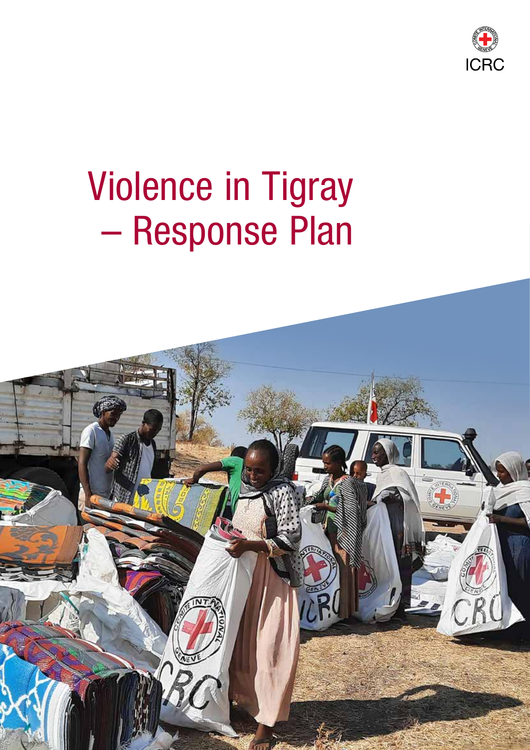ICRC

# Violence in Tigray – Response Plan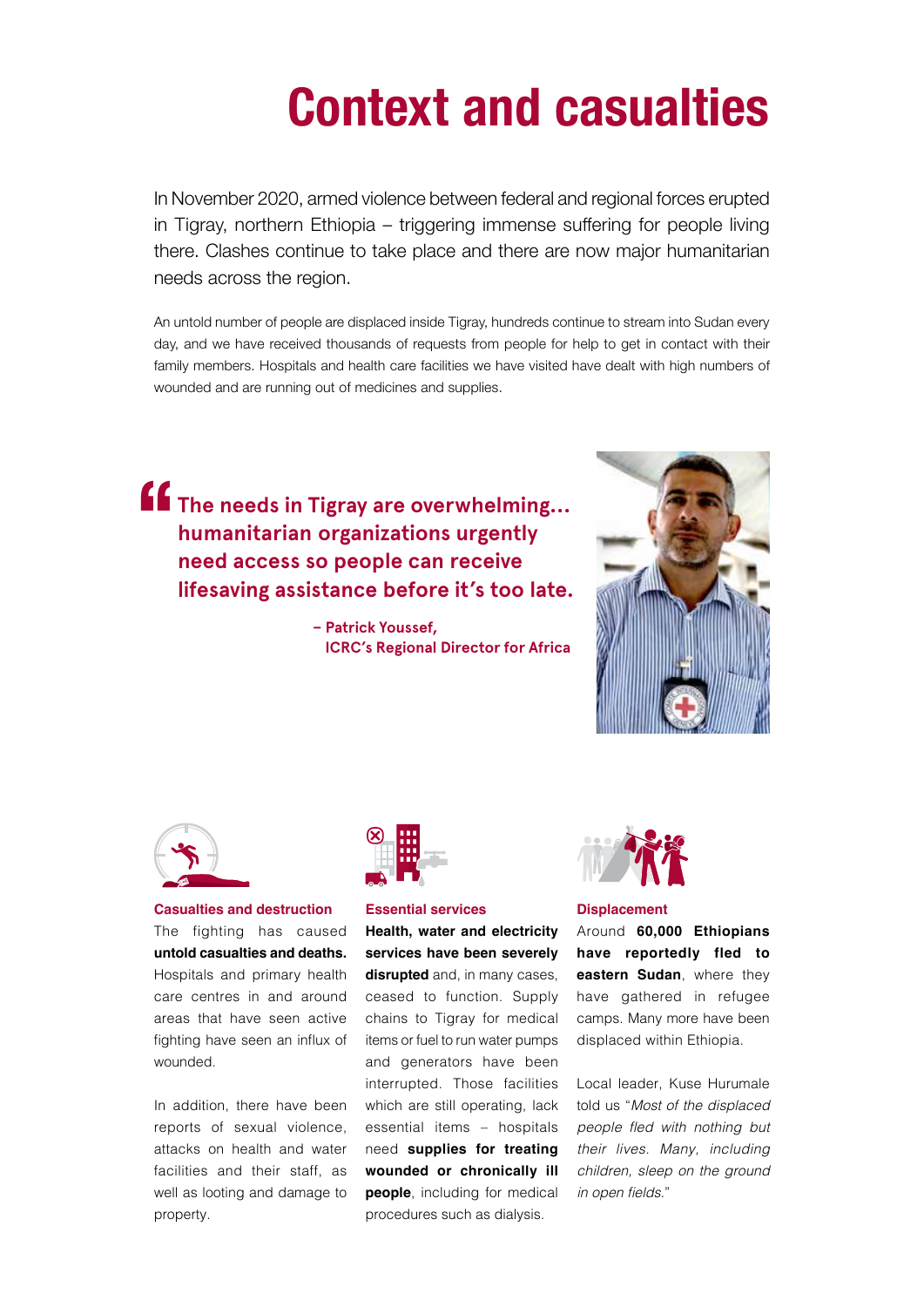# Context and casualties

In November 2020, armed violence between federal and regional forces erupted in Tigray, northern Ethiopia – triggering immense suffering for people living there. Clashes continue to take place and there are now major humanitarian needs across the region.

An untold number of people are displaced inside Tigray, hundreds continue to stream into Sudan every day, and we have received thousands of requests from people for help to get in contact with their family members. Hospitals and health care facilities we have visited have dealt with high numbers of wounded and are running out of medicines and supplies.

> **"The needs in Tigray are overwhelming... humanitarian organizations urgently need access so people can receive lifesaving assistance before it's too late.**
>
> **– Patrick Youssef, ICRC's Regional Director for Africa**

### Casualties and destruction

The fighting has caused **untold casualties and deaths.** Hospitals and primary health care centres in and around areas that have seen active fighting have seen an influx of wounded.

In addition, there have been reports of sexual violence, attacks on health and water facilities and their staff, as well as looting and damage to property.

### Essential services

**Health, water and electricity services have been severely disrupted** and, in many cases, ceased to function. Supply chains to Tigray for medical items or fuel to run water pumps and generators have been interrupted. Those facilities which are still operating, lack essential items – hospitals need **supplies for treating wounded or chronically ill people**, including for medical procedures such as dialysis.

### Displacement

Around **60,000 Ethiopians have reportedly fled to eastern Sudan**, where they have gathered in refugee camps. Many more have been displaced within Ethiopia.

Local leader, Kuse Hurumale told us "*Most of the displaced people fled with nothing but their lives. Many, including children, sleep on the ground in open fields.*"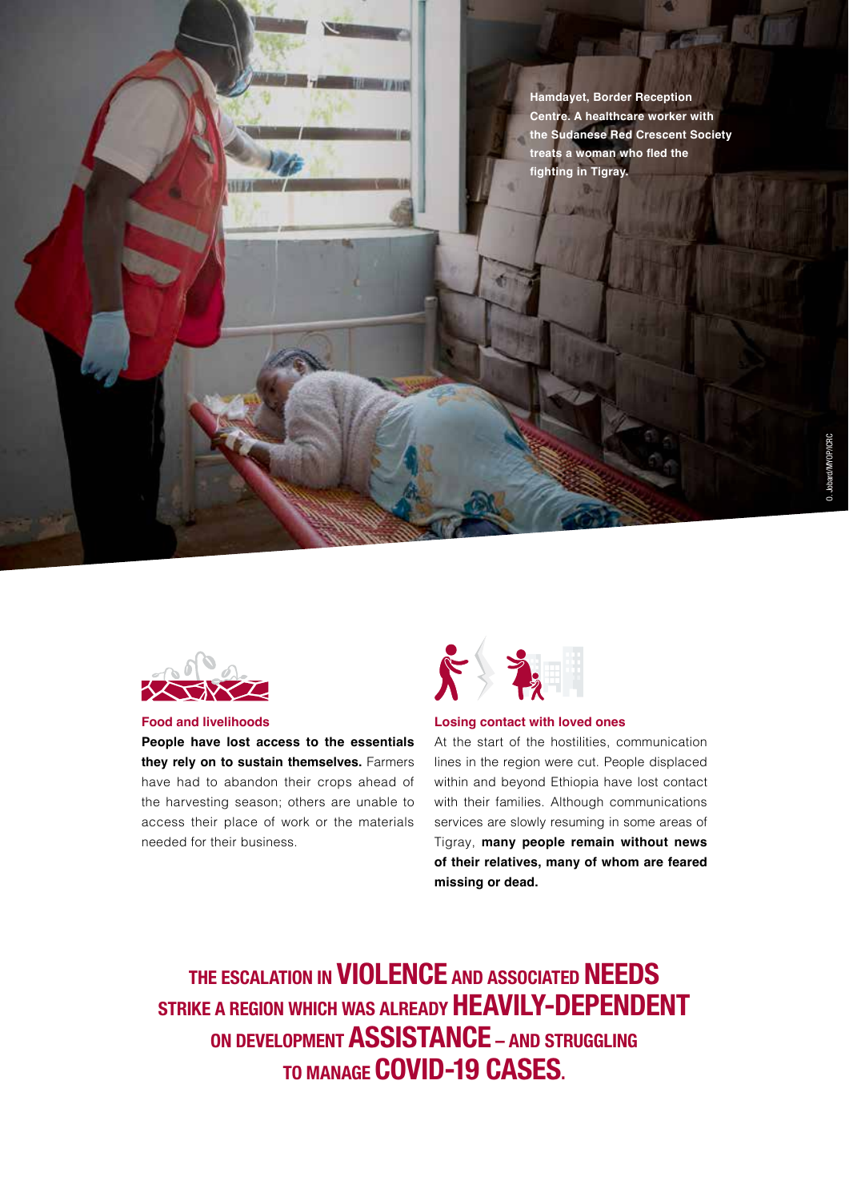Hamdayet, Border Reception Centre. A healthcare worker with the Sudanese Red Crescent Society treats a woman who fled the fighting in Tigray.

O. Jobard/MYOP/ICRC

### Food and livelihoods

**People have lost access to the essentials they rely on to sustain themselves.** Farmers have had to abandon their crops ahead of the harvesting season; others are unable to access their place of work or the materials needed for their business.

### Losing contact with loved ones

At the start of the hostilities, communication lines in the region were cut. People displaced within and beyond Ethiopia have lost contact with their families. Although communications services are slowly resuming in some areas of Tigray, **many people remain without news of their relatives, many of whom are feared missing or dead.**

**THE ESCALATION IN VIOLENCE AND ASSOCIATED NEEDS STRIKE A REGION WHICH WAS ALREADY HEAVILY-DEPENDENT ON DEVELOPMENT ASSISTANCE – AND STRUGGLING TO MANAGE COVID-19 CASES.**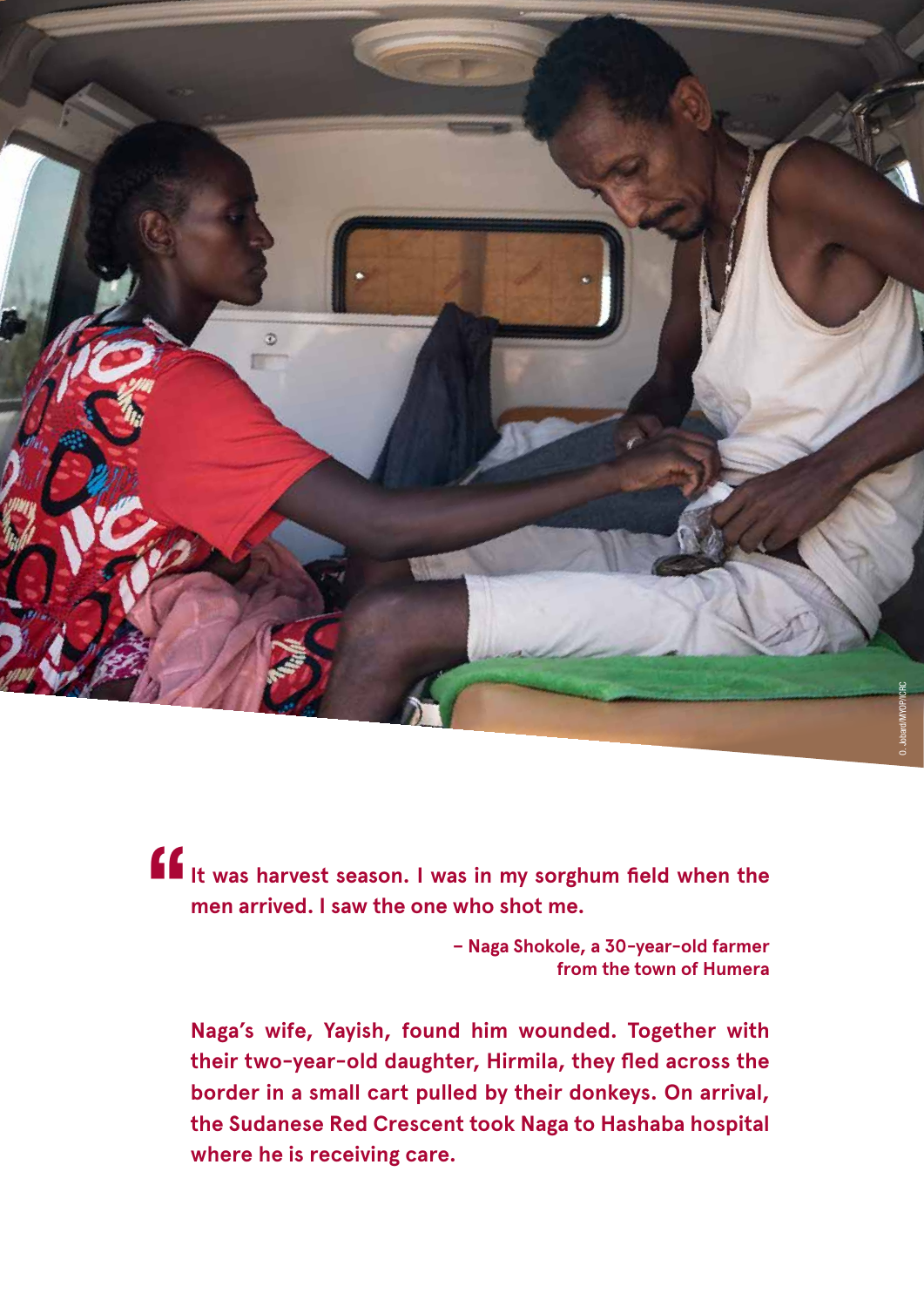**It was harvest season. I was in my sorghum field when the men arrived. I saw the one who shot me.**

**– Naga Shokole, a 30-year-old farmer from the town of Humera**

**Naga's wife, Yayish, found him wounded. Together with their two-year-old daughter, Hirmila, they fled across the border in a small cart pulled by their donkeys. On arrival, the Sudanese Red Crescent took Naga to Hashaba hospital where he is receiving care.**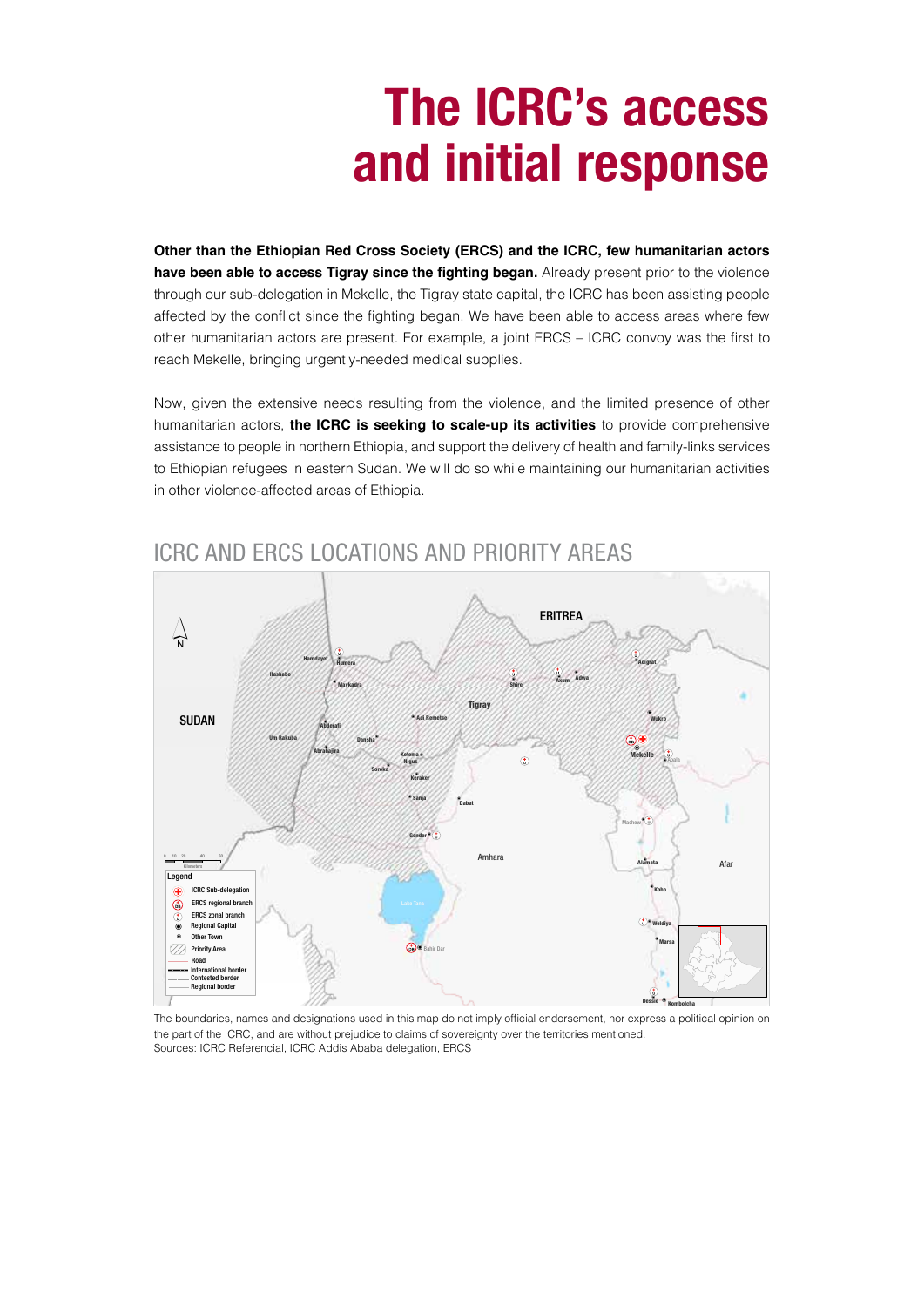# The ICRC's access and initial response

**Other than the Ethiopian Red Cross Society (ERCS) and the ICRC, few humanitarian actors have been able to access Tigray since the fighting began.** Already present prior to the violence through our sub-delegation in Mekelle, the Tigray state capital, the ICRC has been assisting people affected by the conflict since the fighting began. We have been able to access areas where few other humanitarian actors are present. For example, a joint ERCS – ICRC convoy was the first to reach Mekelle, bringing urgently-needed medical supplies.

Now, given the extensive needs resulting from the violence, and the limited presence of other humanitarian actors, **the ICRC is seeking to scale-up its activities** to provide comprehensive assistance to people in northern Ethiopia, and support the delivery of health and family-links services to Ethiopian refugees in eastern Sudan. We will do so while maintaining our humanitarian activities in other violence-affected areas of Ethiopia.

## ICRC AND ERCS LOCATIONS AND PRIORITY AREAS

The boundaries, names and designations used in this map do not imply official endorsement, nor express a political opinion on the part of the ICRC, and are without prejudice to claims of sovereignty over the territories mentioned.
Sources: ICRC Referencial, ICRC Addis Ababa delegation, ERCS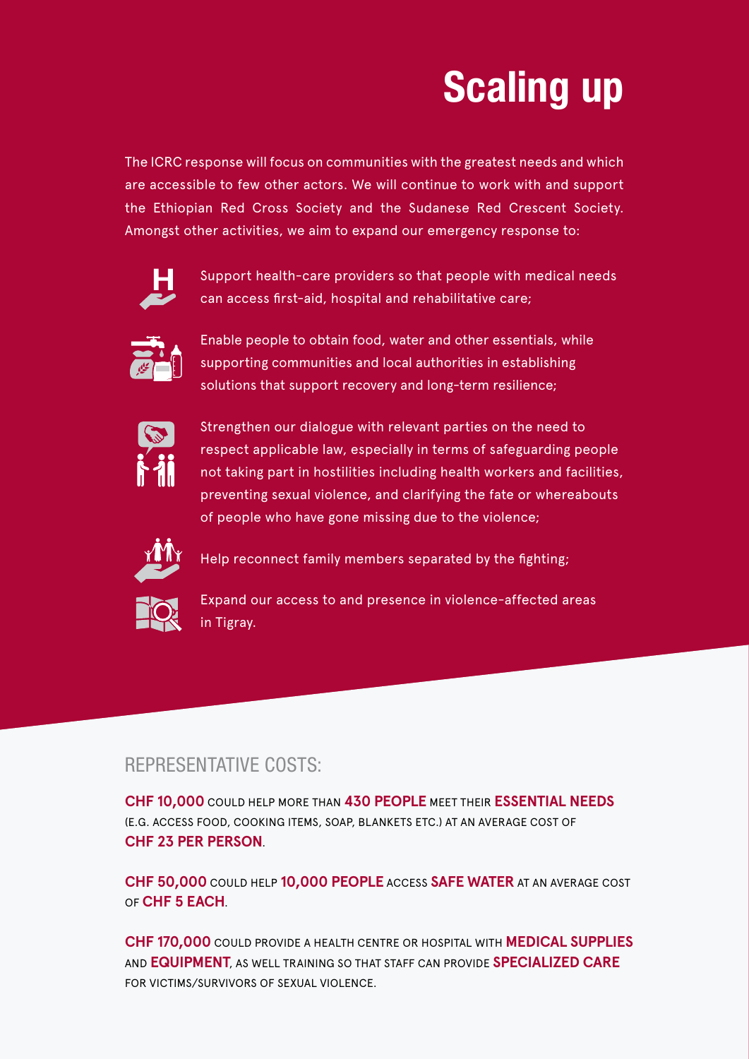# Scaling up

The ICRC response will focus on communities with the greatest needs and which are accessible to few other actors. We will continue to work with and support the Ethiopian Red Cross Society and the Sudanese Red Crescent Society. Amongst other activities, we aim to expand our emergency response to:

- Support health-care providers so that people with medical needs can access first-aid, hospital and rehabilitative care;
- Enable people to obtain food, water and other essentials, while supporting communities and local authorities in establishing solutions that support recovery and long-term resilience;
- Strengthen our dialogue with relevant parties on the need to respect applicable law, especially in terms of safeguarding people not taking part in hostilities including health workers and facilities, preventing sexual violence, and clarifying the fate or whereabouts of people who have gone missing due to the violence;
- Help reconnect family members separated by the fighting;
- Expand our access to and presence in violence-affected areas in Tigray.

## REPRESENTATIVE COSTS:

**CHF 10,000** COULD HELP MORE THAN **430 PEOPLE** MEET THEIR **ESSENTIAL NEEDS** (E.G. ACCESS FOOD, COOKING ITEMS, SOAP, BLANKETS ETC.) AT AN AVERAGE COST OF **CHF 23 PER PERSON**.

**CHF 50,000** COULD HELP **10,000 PEOPLE** ACCESS **SAFE WATER** AT AN AVERAGE COST OF **CHF 5 EACH**.

**CHF 170,000** COULD PROVIDE A HEALTH CENTRE OR HOSPITAL WITH **MEDICAL SUPPLIES** AND **EQUIPMENT**, AS WELL TRAINING SO THAT STAFF CAN PROVIDE **SPECIALIZED CARE** FOR VICTIMS/SURVIVORS OF SEXUAL VIOLENCE.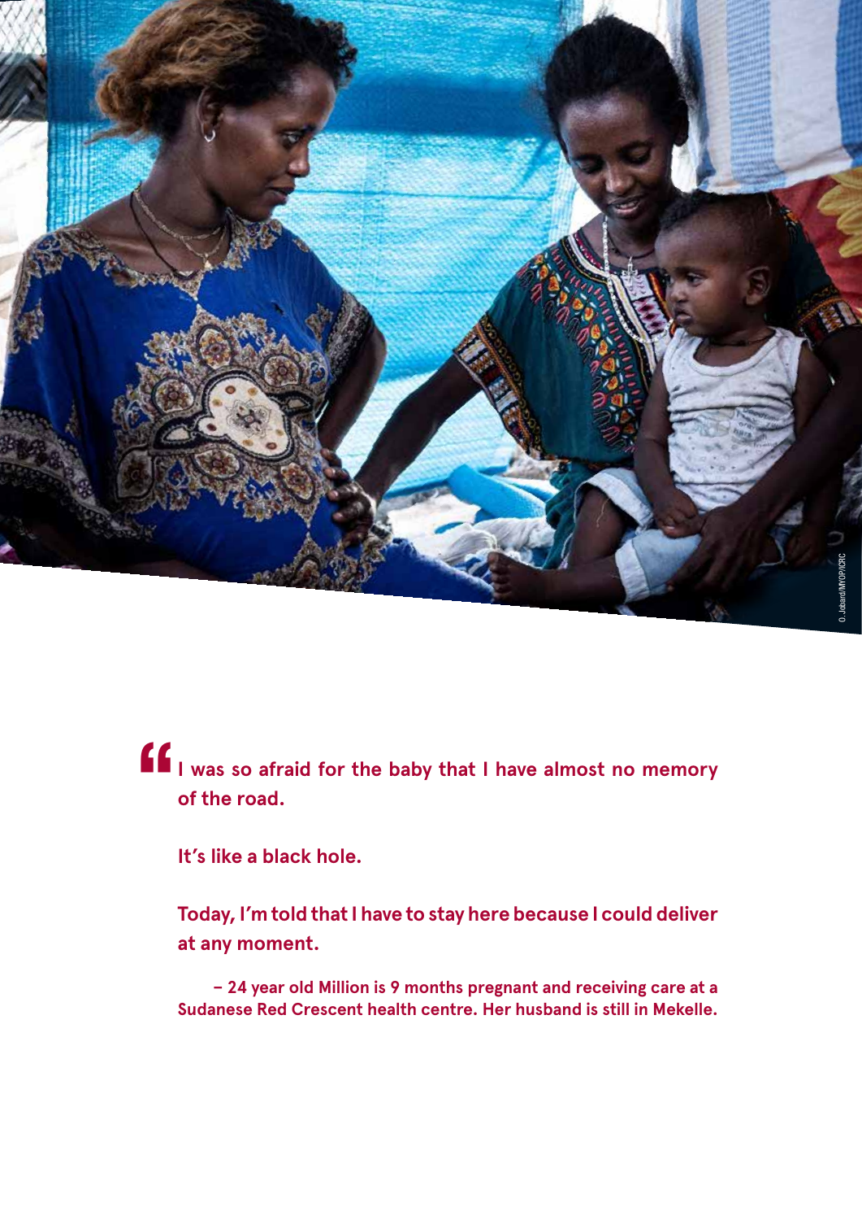O. Jobard/MYOP/ICRC

> I was so afraid for the baby that I have almost no memory of the road.
>
> It's like a black hole.
>
> Today, I'm told that I have to stay here because I could deliver at any moment.
>
> – 24 year old Million is 9 months pregnant and receiving care at a Sudanese Red Crescent health centre. Her husband is still in Mekelle.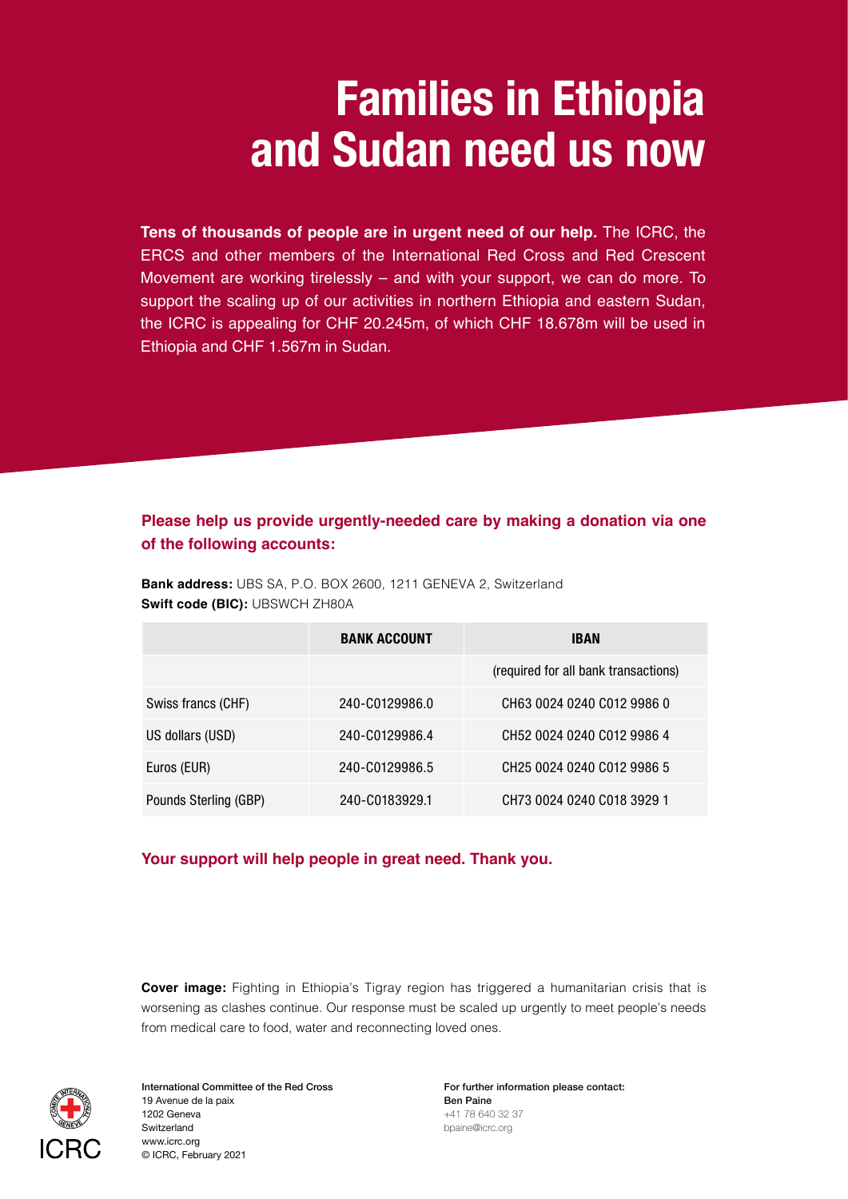# Families in Ethiopia and Sudan need us now

**Tens of thousands of people are in urgent need of our help.** The ICRC, the ERCS and other members of the International Red Cross and Red Crescent Movement are working tirelessly – and with your support, we can do more. To support the scaling up of our activities in northern Ethiopia and eastern Sudan, the ICRC is appealing for CHF 20.245m, of which CHF 18.678m will be used in Ethiopia and CHF 1.567m in Sudan.

**Please help us provide urgently-needed care by making a donation via one of the following accounts:**

**Bank address:** UBS SA, P.O. BOX 2600, 1211 GENEVA 2, Switzerland
**Swift code (BIC):** UBSWCH ZH80A

| | BANK ACCOUNT | IBAN |
|---|---|---|
| | | (required for all bank transactions) |
| Swiss francs (CHF) | 240-C0129986.0 | CH63 0024 0240 C012 9986 0 |
| US dollars (USD) | 240-C0129986.4 | CH52 0024 0240 C012 9986 4 |
| Euros (EUR) | 240-C0129986.5 | CH25 0024 0240 C012 9986 5 |
| Pounds Sterling (GBP) | 240-C0183929.1 | CH73 0024 0240 C018 3929 1 |

**Your support will help people in great need. Thank you.**

**Cover image:** Fighting in Ethiopia's Tigray region has triggered a humanitarian crisis that is worsening as clashes continue. Our response must be scaled up urgently to meet people's needs from medical care to food, water and reconnecting loved ones.

ICRC

International Committee of the Red Cross
19 Avenue de la paix
1202 Geneva
Switzerland
www.icrc.org
© ICRC, February 2021

**For further information please contact:**
**Ben Paine**
+41 78 640 32 37
bpaine@icrc.org